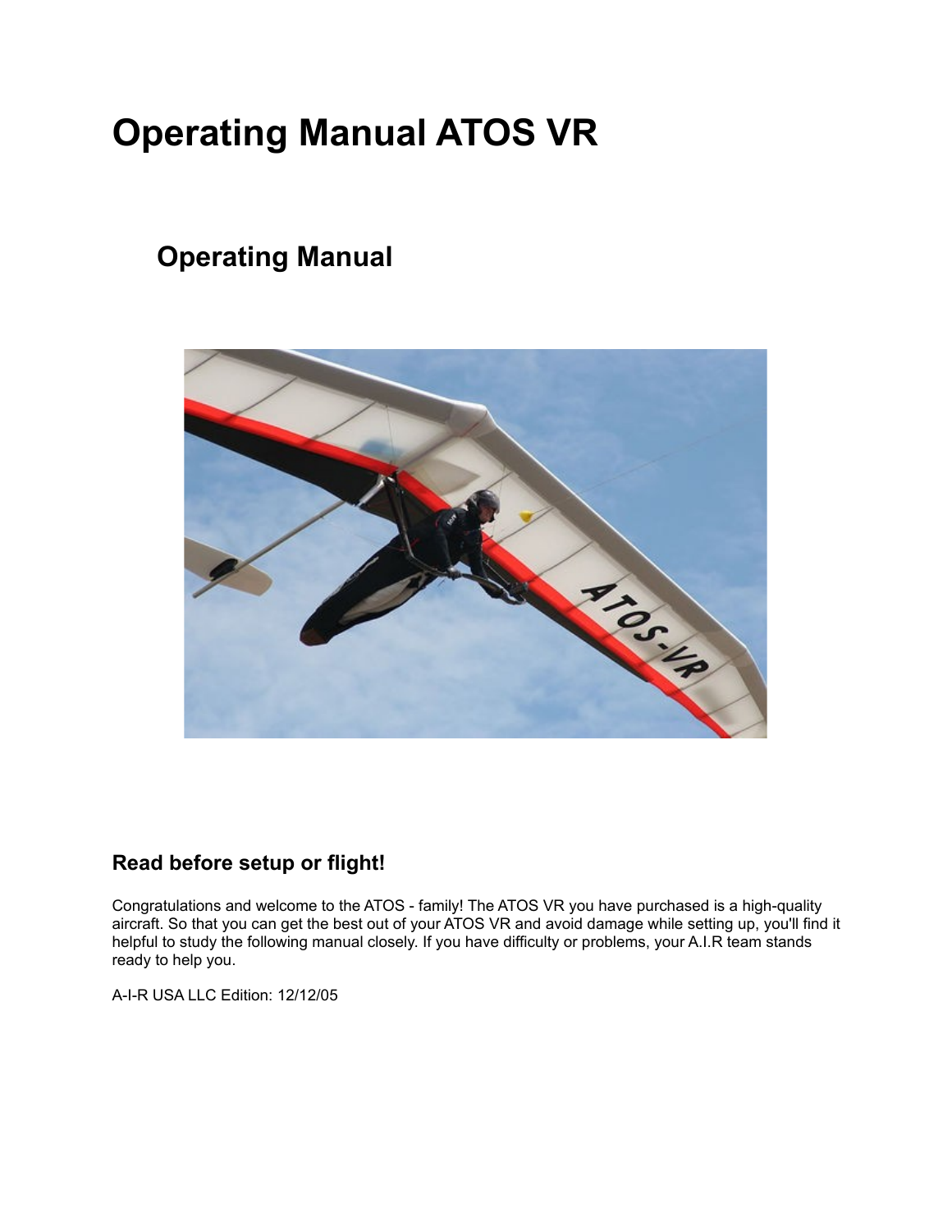# Operating Manual ATOS VR

## Operating Manual

### Read before setup or flight!

Congratulations and welcome to the ATOS - family! The ATOS VR you have purchased is a high-quality aircraft. So that you can get the best out of your ATOS VR and avoid damage while setting up, you'll find it helpful to study the following manual closely. If you have difficulty or problems, your A.I.R team stands ready to help you.

A-I-R USA LLC Edition: 12/12/05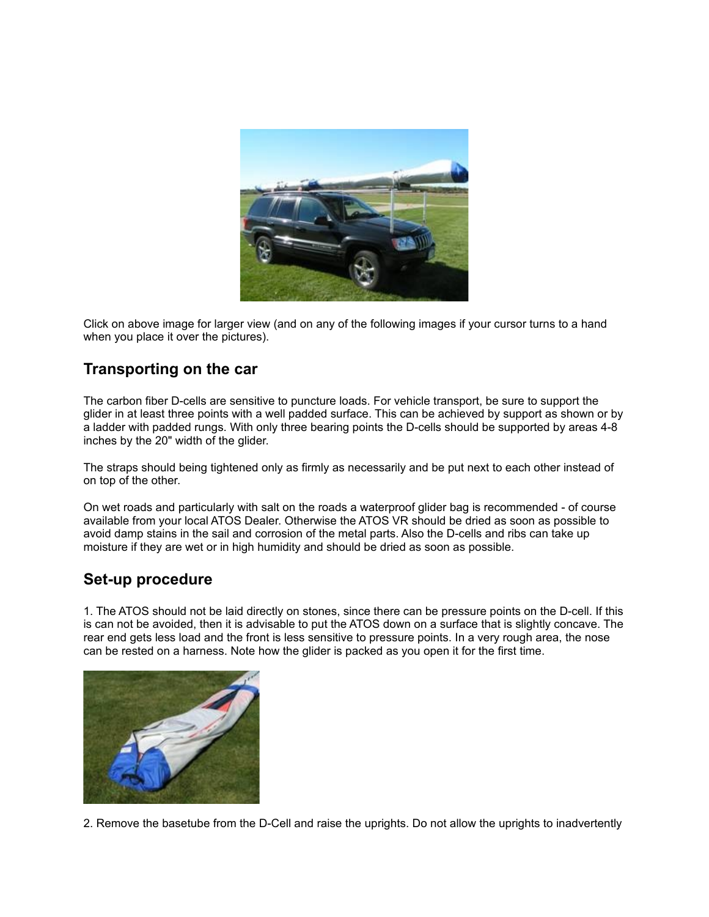Click on above image for larger view (and on any of the following images if your cursor turns to a hand when you place it over the pictures).

## Transporting on the car

The carbon fiber D-cells are sensitive to puncture loads. For vehicle transport, be sure to support the glider in at least three points with a well padded surface. This can be achieved by support as shown or by a ladder with padded rungs. With only three bearing points the D-cells should be supported by areas 4-8 inches by the 20" width of the glider.

The straps should being tightened only as firmly as necessarily and be put next to each other instead of on top of the other.

On wet roads and particularly with salt on the roads a waterproof glider bag is recommended - of course available from your local ATOS Dealer. Otherwise the ATOS VR should be dried as soon as possible to avoid damp stains in the sail and corrosion of the metal parts. Also the D-cells and ribs can take up moisture if they are wet or in high humidity and should be dried as soon as possible.

## Set-up procedure

1. The ATOS should not be laid directly on stones, since there can be pressure points on the D-cell. If this is can not be avoided, then it is advisable to put the ATOS down on a surface that is slightly concave. The rear end gets less load and the front is less sensitive to pressure points. In a very rough area, the nose can be rested on a harness. Note how the glider is packed as you open it for the first time.

2. Remove the basetube from the D-Cell and raise the uprights. Do not allow the uprights to inadvertently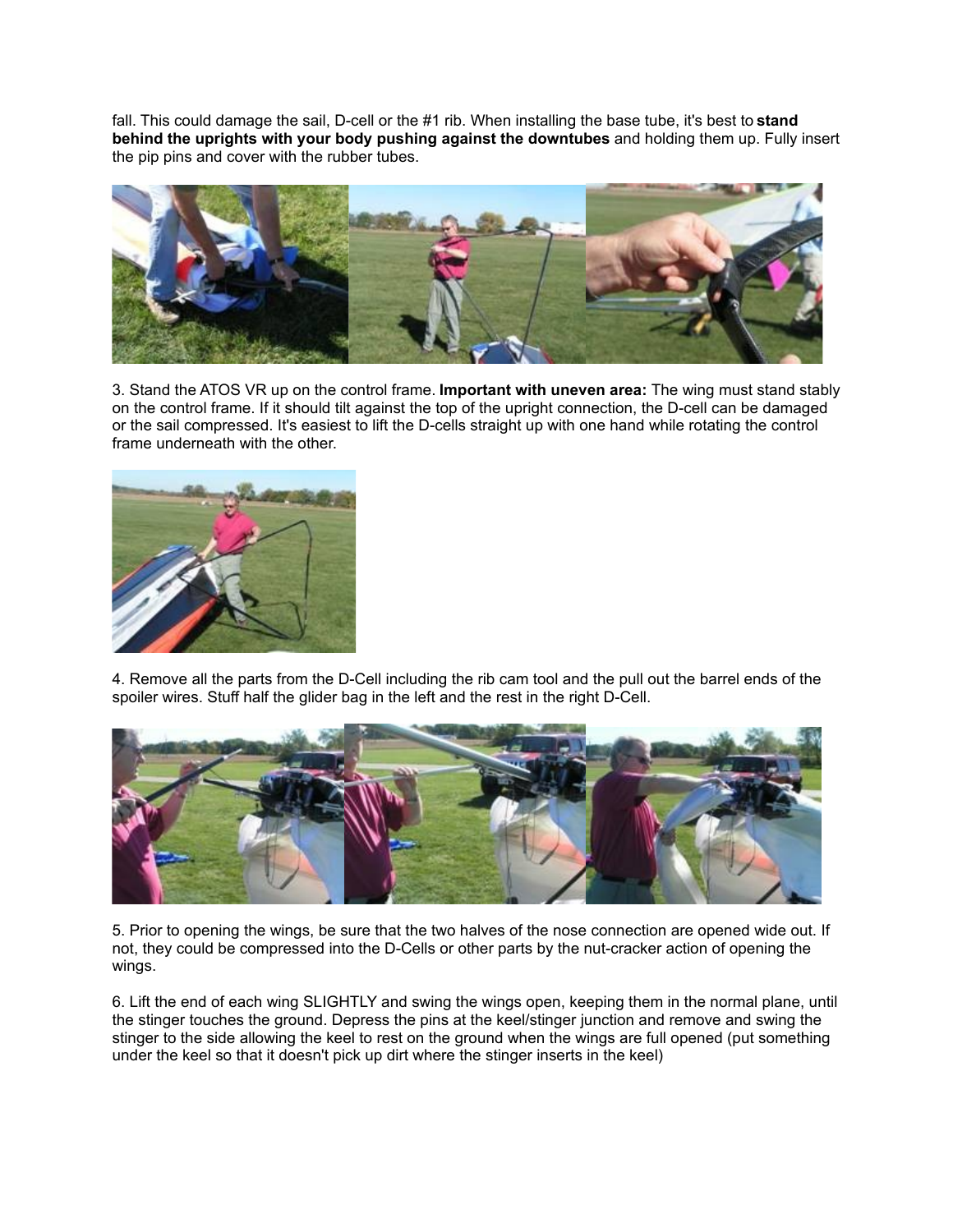fall. This could damage the sail, D-cell or the #1 rib. When installing the base tube, it's best to **stand behind the uprights with your body pushing against the downtubes** and holding them up. Fully insert the pip pins and cover with the rubber tubes.

3. Stand the ATOS VR up on the control frame. **Important with uneven area:** The wing must stand stably on the control frame. If it should tilt against the top of the upright connection, the D-cell can be damaged or the sail compressed. It's easiest to lift the D-cells straight up with one hand while rotating the control frame underneath with the other.

4. Remove all the parts from the D-Cell including the rib cam tool and the pull out the barrel ends of the spoiler wires. Stuff half the glider bag in the left and the rest in the right D-Cell.

5. Prior to opening the wings, be sure that the two halves of the nose connection are opened wide out. If not, they could be compressed into the D-Cells or other parts by the nut-cracker action of opening the wings.

6. Lift the end of each wing SLIGHTLY and swing the wings open, keeping them in the normal plane, until the stinger touches the ground. Depress the pins at the keel/stinger junction and remove and swing the stinger to the side allowing the keel to rest on the ground when the wings are full opened (put something under the keel so that it doesn't pick up dirt where the stinger inserts in the keel)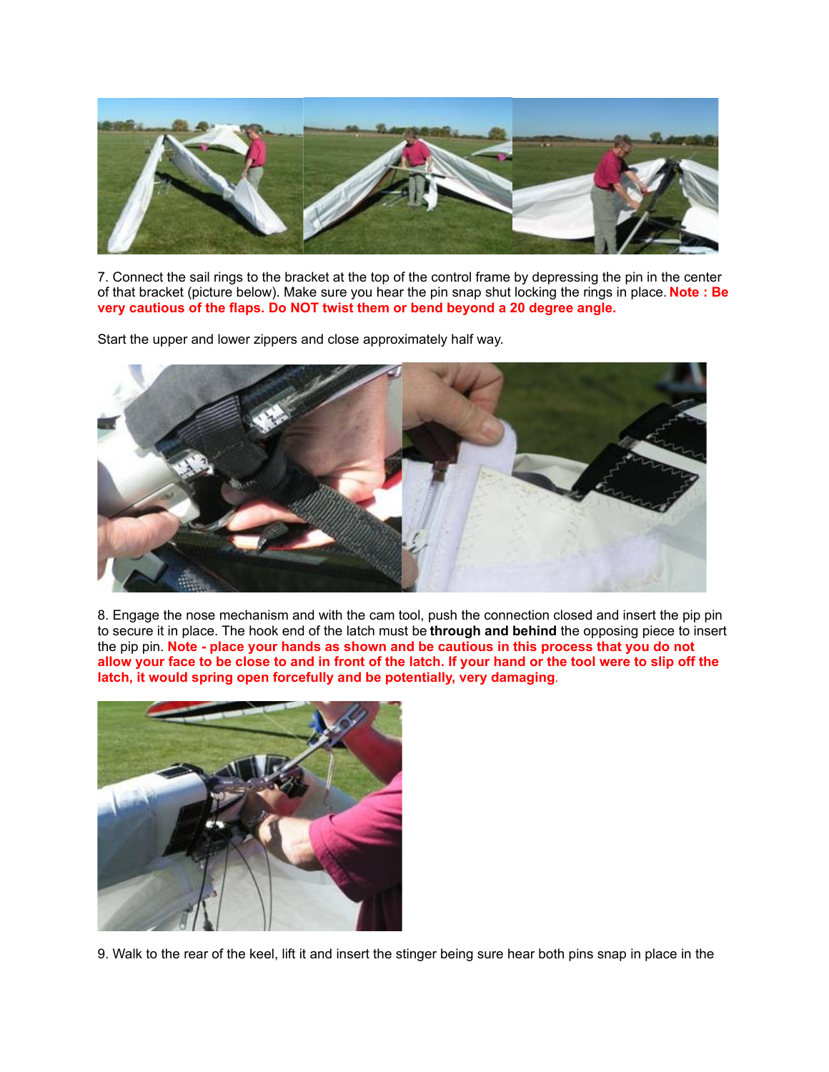7. Connect the sail rings to the bracket at the top of the control frame by depressing the pin in the center of that bracket (picture below). Make sure you hear the pin snap shut locking the rings in place. **Note : Be very cautious of the flaps. Do NOT twist them or bend beyond a 20 degree angle.**

Start the upper and lower zippers and close approximately half way.

8. Engage the nose mechanism and with the cam tool, push the connection closed and insert the pip pin to secure it in place. The hook end of the latch must be **through and behind** the opposing piece to insert the pip pin. **Note - place your hands as shown and be cautious in this process that you do not allow your face to be close to and in front of the latch. If your hand or the tool were to slip off the latch, it would spring open forcefully and be potentially, very damaging**.

9. Walk to the rear of the keel, lift it and insert the stinger being sure hear both pins snap in place in the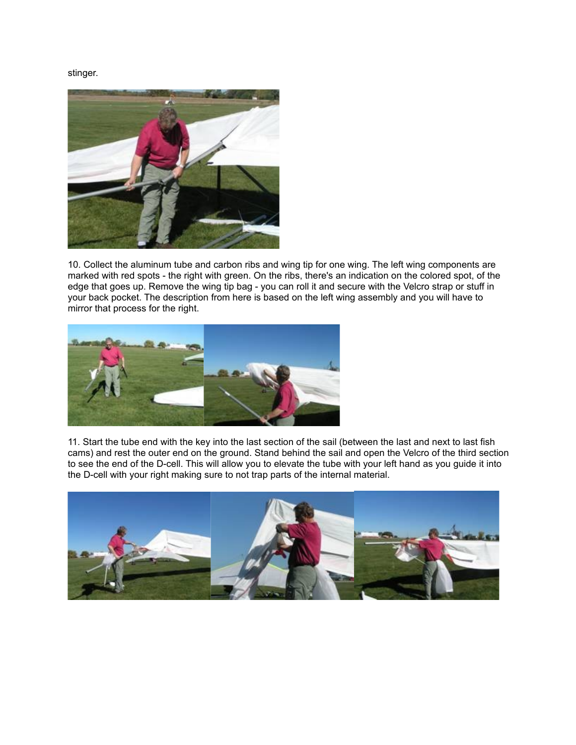stinger.

10. Collect the aluminum tube and carbon ribs and wing tip for one wing. The left wing components are marked with red spots - the right with green. On the ribs, there's an indication on the colored spot, of the edge that goes up. Remove the wing tip bag - you can roll it and secure with the Velcro strap or stuff in your back pocket. The description from here is based on the left wing assembly and you will have to mirror that process for the right.

11. Start the tube end with the key into the last section of the sail (between the last and next to last fish cams) and rest the outer end on the ground. Stand behind the sail and open the Velcro of the third section to see the end of the D-cell. This will allow you to elevate the tube with your left hand as you guide it into the D-cell with your right making sure to not trap parts of the internal material.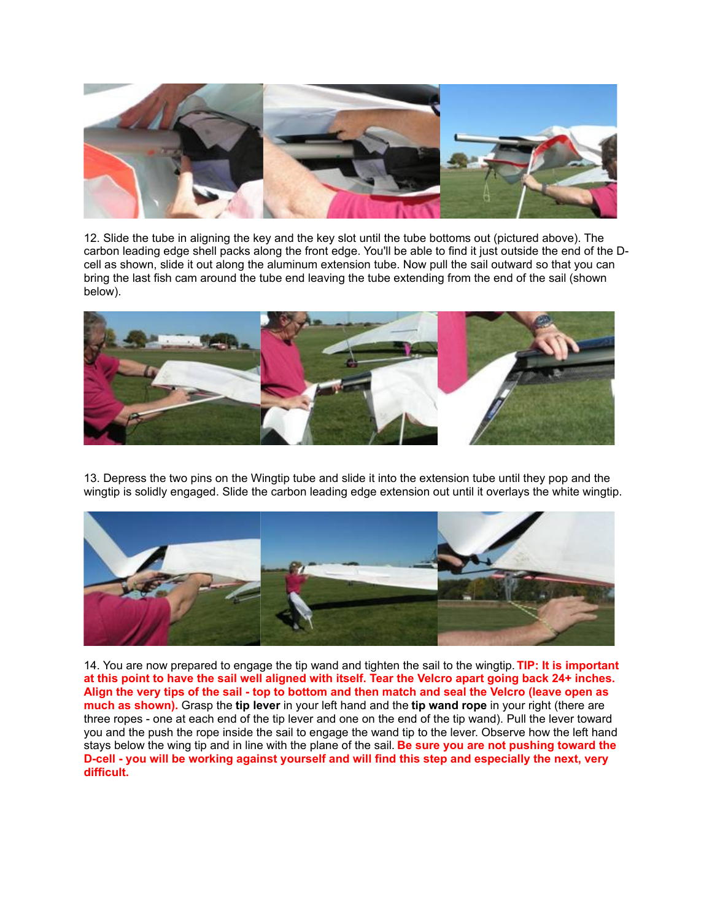12. Slide the tube in aligning the key and the key slot until the tube bottoms out (pictured above). The carbon leading edge shell packs along the front edge. You'll be able to find it just outside the end of the D-cell as shown, slide it out along the aluminum extension tube. Now pull the sail outward so that you can bring the last fish cam around the tube end leaving the tube extending from the end of the sail (shown below).

13. Depress the two pins on the Wingtip tube and slide it into the extension tube until they pop and the wingtip is solidly engaged. Slide the carbon leading edge extension out until it overlays the white wingtip.

14. You are now prepared to engage the tip wand and tighten the sail to the wingtip. **TIP: It is important at this point to have the sail well aligned with itself. Tear the Velcro apart going back 24+ inches. Align the very tips of the sail - top to bottom and then match and seal the Velcro (leave open as much as shown).** Grasp the **tip lever** in your left hand and the **tip wand rope** in your right (there are three ropes - one at each end of the tip lever and one on the end of the tip wand). Pull the lever toward you and the push the rope inside the sail to engage the wand tip to the lever. Observe how the left hand stays below the wing tip and in line with the plane of the sail. **Be sure you are not pushing toward the D-cell - you will be working against yourself and will find this step and especially the next, very difficult.**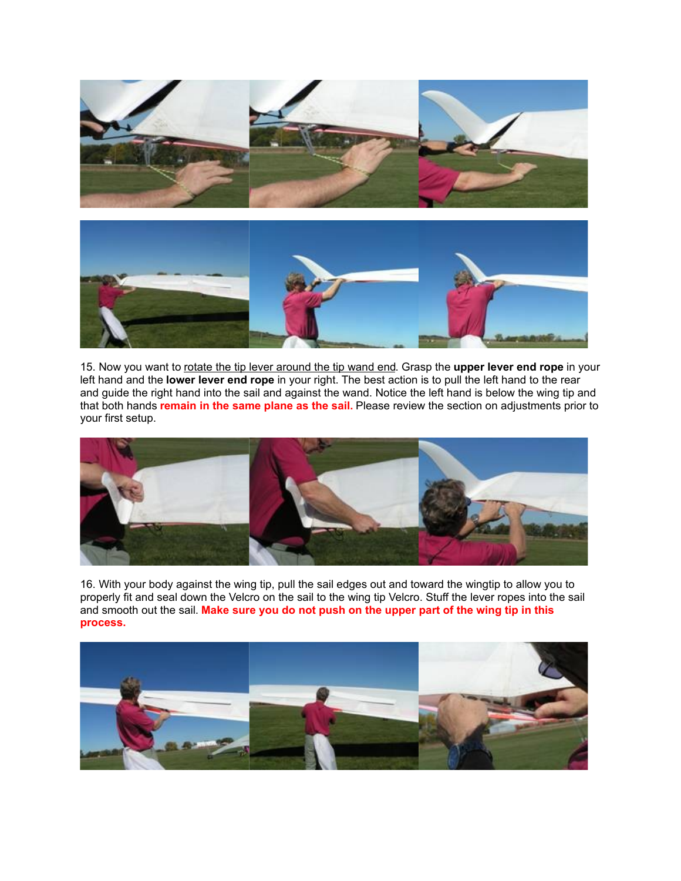15. Now you want to rotate the tip lever around the tip wand end. Grasp the **upper lever end rope** in your left hand and the **lower lever end rope** in your right. The best action is to pull the left hand to the rear and guide the right hand into the sail and against the wand. Notice the left hand is below the wing tip and that both hands **remain in the same plane as the sail.** Please review the section on adjustments prior to your first setup.

16. With your body against the wing tip, pull the sail edges out and toward the wingtip to allow you to properly fit and seal down the Velcro on the sail to the wing tip Velcro. Stuff the lever ropes into the sail and smooth out the sail. **Make sure you do not push on the upper part of the wing tip in this process.**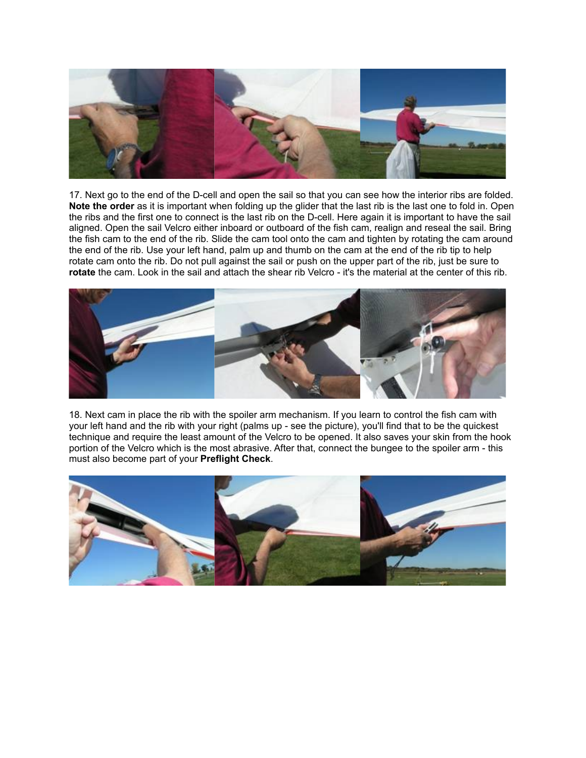17. Next go to the end of the D-cell and open the sail so that you can see how the interior ribs are folded. **Note the order** as it is important when folding up the glider that the last rib is the last one to fold in. Open the ribs and the first one to connect is the last rib on the D-cell. Here again it is important to have the sail aligned. Open the sail Velcro either inboard or outboard of the fish cam, realign and reseal the sail. Bring the fish cam to the end of the rib. Slide the cam tool onto the cam and tighten by rotating the cam around the end of the rib. Use your left hand, palm up and thumb on the cam at the end of the rib tip to help rotate cam onto the rib. Do not pull against the sail or push on the upper part of the rib, just be sure to **rotate** the cam. Look in the sail and attach the shear rib Velcro - it's the material at the center of this rib.

18. Next cam in place the rib with the spoiler arm mechanism. If you learn to control the fish cam with your left hand and the rib with your right (palms up - see the picture), you'll find that to be the quickest technique and require the least amount of the Velcro to be opened. It also saves your skin from the hook portion of the Velcro which is the most abrasive. After that, connect the bungee to the spoiler arm - this must also become part of your **Preflight Check**.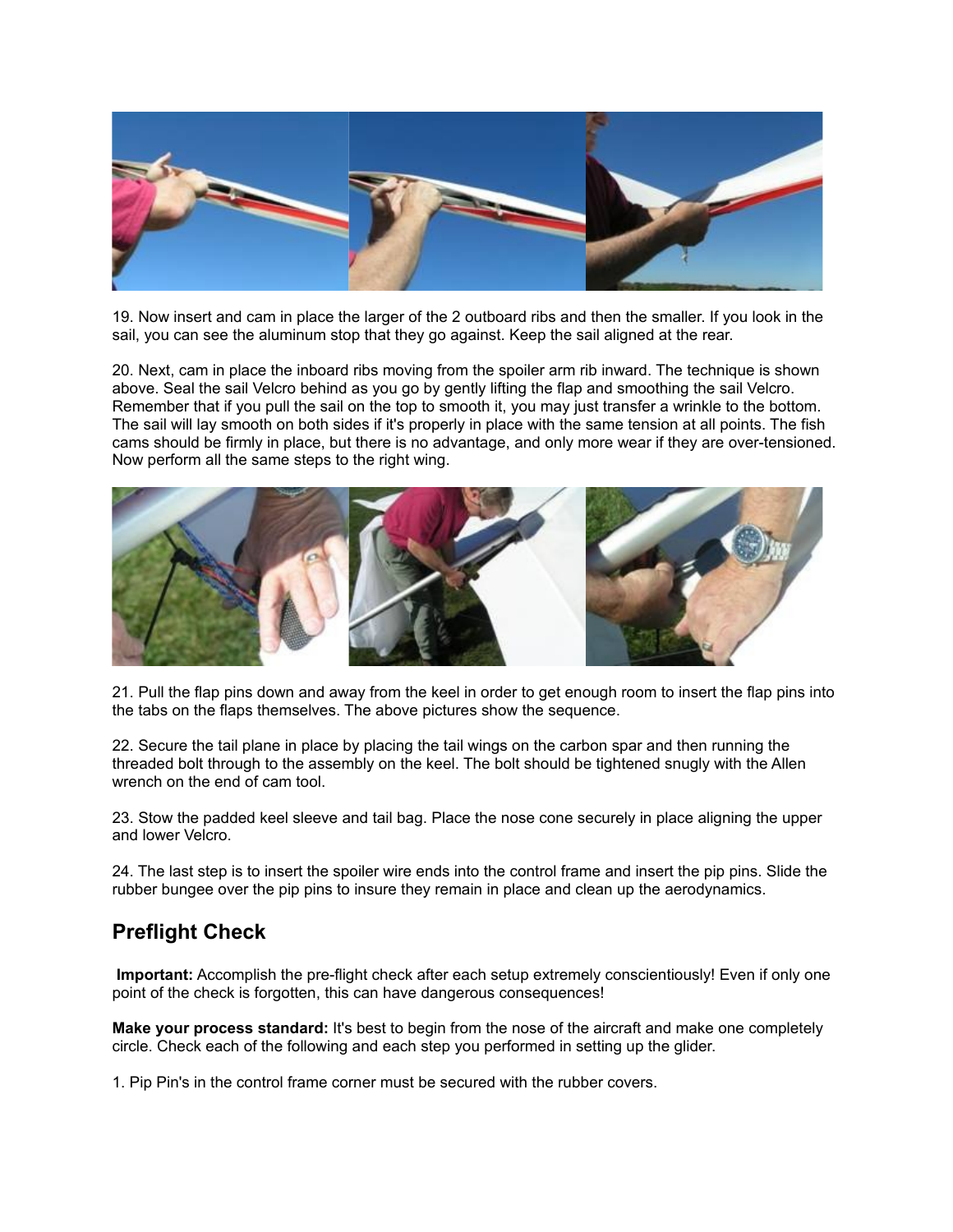19. Now insert and cam in place the larger of the 2 outboard ribs and then the smaller. If you look in the sail, you can see the aluminum stop that they go against. Keep the sail aligned at the rear.

20. Next, cam in place the inboard ribs moving from the spoiler arm rib inward. The technique is shown above. Seal the sail Velcro behind as you go by gently lifting the flap and smoothing the sail Velcro. Remember that if you pull the sail on the top to smooth it, you may just transfer a wrinkle to the bottom. The sail will lay smooth on both sides if it's properly in place with the same tension at all points. The fish cams should be firmly in place, but there is no advantage, and only more wear if they are over-tensioned. Now perform all the same steps to the right wing.

21. Pull the flap pins down and away from the keel in order to get enough room to insert the flap pins into the tabs on the flaps themselves. The above pictures show the sequence.

22. Secure the tail plane in place by placing the tail wings on the carbon spar and then running the threaded bolt through to the assembly on the keel. The bolt should be tightened snugly with the Allen wrench on the end of cam tool.

23. Stow the padded keel sleeve and tail bag. Place the nose cone securely in place aligning the upper and lower Velcro.

24. The last step is to insert the spoiler wire ends into the control frame and insert the pip pins. Slide the rubber bungee over the pip pins to insure they remain in place and clean up the aerodynamics.

## Preflight Check

**Important:** Accomplish the pre-flight check after each setup extremely conscientiously! Even if only one point of the check is forgotten, this can have dangerous consequences!

**Make your process standard:** It's best to begin from the nose of the aircraft and make one completely circle. Check each of the following and each step you performed in setting up the glider.

1. Pip Pin's in the control frame corner must be secured with the rubber covers.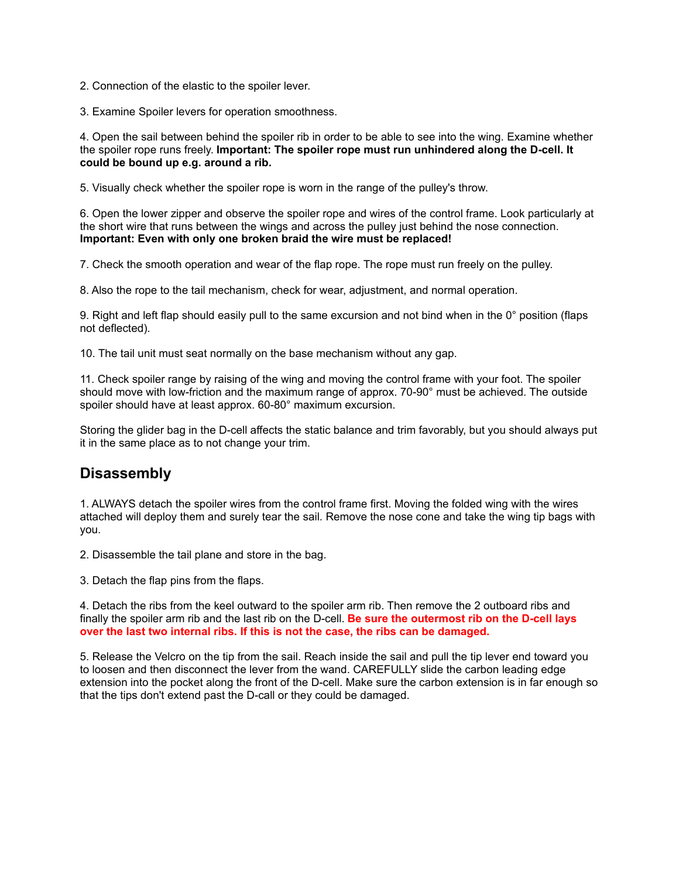2. Connection of the elastic to the spoiler lever.

3. Examine Spoiler levers for operation smoothness.

4. Open the sail between behind the spoiler rib in order to be able to see into the wing. Examine whether the spoiler rope runs freely. **Important: The spoiler rope must run unhindered along the D-cell. It could be bound up e.g. around a rib.**

5. Visually check whether the spoiler rope is worn in the range of the pulley's throw.

6. Open the lower zipper and observe the spoiler rope and wires of the control frame. Look particularly at the short wire that runs between the wings and across the pulley just behind the nose connection. **Important: Even with only one broken braid the wire must be replaced!**

7. Check the smooth operation and wear of the flap rope. The rope must run freely on the pulley.

8. Also the rope to the tail mechanism, check for wear, adjustment, and normal operation.

9. Right and left flap should easily pull to the same excursion and not bind when in the 0° position (flaps not deflected).

10. The tail unit must seat normally on the base mechanism without any gap.

11. Check spoiler range by raising of the wing and moving the control frame with your foot. The spoiler should move with low-friction and the maximum range of approx. 70-90° must be achieved. The outside spoiler should have at least approx. 60-80° maximum excursion.

Storing the glider bag in the D-cell affects the static balance and trim favorably, but you should always put it in the same place as to not change your trim.

## Disassembly

1. ALWAYS detach the spoiler wires from the control frame first. Moving the folded wing with the wires attached will deploy them and surely tear the sail. Remove the nose cone and take the wing tip bags with you.

2. Disassemble the tail plane and store in the bag.

3. Detach the flap pins from the flaps.

4. Detach the ribs from the keel outward to the spoiler arm rib. Then remove the 2 outboard ribs and finally the spoiler arm rib and the last rib on the D-cell. **Be sure the outermost rib on the D-cell lays over the last two internal ribs. If this is not the case, the ribs can be damaged.**

5. Release the Velcro on the tip from the sail. Reach inside the sail and pull the tip lever end toward you to loosen and then disconnect the lever from the wand. CAREFULLY slide the carbon leading edge extension into the pocket along the front of the D-cell. Make sure the carbon extension is in far enough so that the tips don't extend past the D-call or they could be damaged.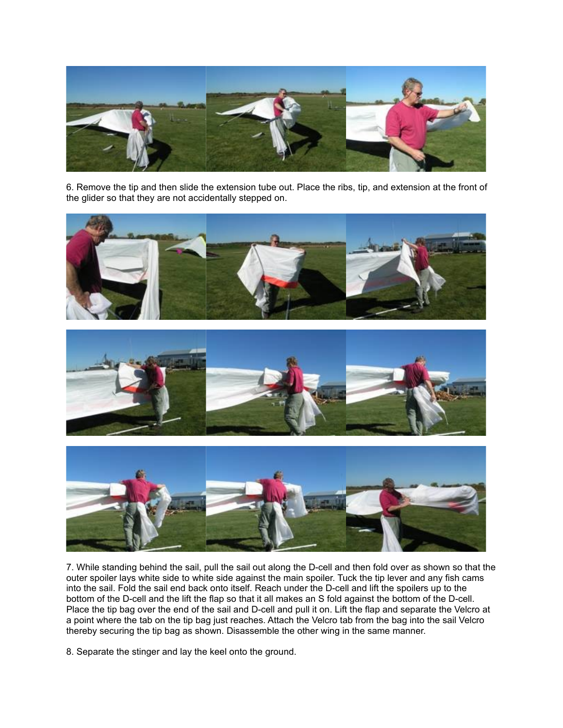6. Remove the tip and then slide the extension tube out. Place the ribs, tip, and extension at the front of the glider so that they are not accidentally stepped on.

7. While standing behind the sail, pull the sail out along the D-cell and then fold over as shown so that the outer spoiler lays white side to white side against the main spoiler. Tuck the tip lever and any fish cams into the sail. Fold the sail end back onto itself. Reach under the D-cell and lift the spoilers up to the bottom of the D-cell and the lift the flap so that it all makes an S fold against the bottom of the D-cell. Place the tip bag over the end of the sail and D-cell and pull it on. Lift the flap and separate the Velcro at a point where the tab on the tip bag just reaches. Attach the Velcro tab from the bag into the sail Velcro thereby securing the tip bag as shown. Disassemble the other wing in the same manner.

8. Separate the stinger and lay the keel onto the ground.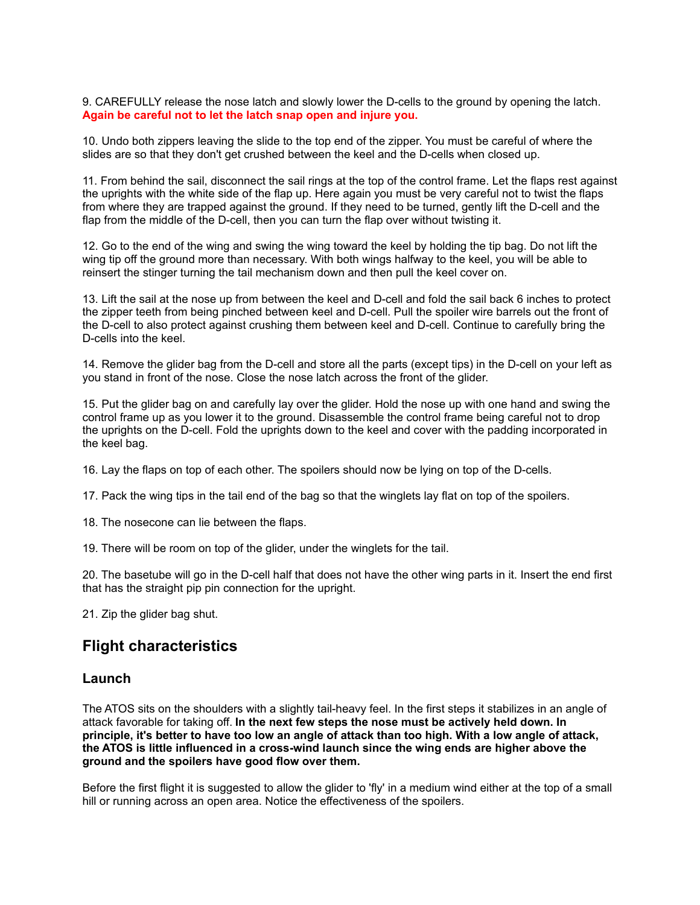9. CAREFULLY release the nose latch and slowly lower the D-cells to the ground by opening the latch. **Again be careful not to let the latch snap open and injure you.**

10. Undo both zippers leaving the slide to the top end of the zipper. You must be careful of where the slides are so that they don't get crushed between the keel and the D-cells when closed up.

11. From behind the sail, disconnect the sail rings at the top of the control frame. Let the flaps rest against the uprights with the white side of the flap up. Here again you must be very careful not to twist the flaps from where they are trapped against the ground. If they need to be turned, gently lift the D-cell and the flap from the middle of the D-cell, then you can turn the flap over without twisting it.

12. Go to the end of the wing and swing the wing toward the keel by holding the tip bag. Do not lift the wing tip off the ground more than necessary. With both wings halfway to the keel, you will be able to reinsert the stinger turning the tail mechanism down and then pull the keel cover on.

13. Lift the sail at the nose up from between the keel and D-cell and fold the sail back 6 inches to protect the zipper teeth from being pinched between keel and D-cell. Pull the spoiler wire barrels out the front of the D-cell to also protect against crushing them between keel and D-cell. Continue to carefully bring the D-cells into the keel.

14. Remove the glider bag from the D-cell and store all the parts (except tips) in the D-cell on your left as you stand in front of the nose. Close the nose latch across the front of the glider.

15. Put the glider bag on and carefully lay over the glider. Hold the nose up with one hand and swing the control frame up as you lower it to the ground. Disassemble the control frame being careful not to drop the uprights on the D-cell. Fold the uprights down to the keel and cover with the padding incorporated in the keel bag.

16. Lay the flaps on top of each other. The spoilers should now be lying on top of the D-cells.

17. Pack the wing tips in the tail end of the bag so that the winglets lay flat on top of the spoilers.

18. The nosecone can lie between the flaps.

19. There will be room on top of the glider, under the winglets for the tail.

20. The basetube will go in the D-cell half that does not have the other wing parts in it. Insert the end first that has the straight pip pin connection for the upright.

21. Zip the glider bag shut.

## Flight characteristics

### Launch

The ATOS sits on the shoulders with a slightly tail-heavy feel. In the first steps it stabilizes in an angle of attack favorable for taking off. **In the next few steps the nose must be actively held down. In principle, it's better to have too low an angle of attack than too high. With a low angle of attack, the ATOS is little influenced in a cross-wind launch since the wing ends are higher above the ground and the spoilers have good flow over them.**

Before the first flight it is suggested to allow the glider to 'fly' in a medium wind either at the top of a small hill or running across an open area. Notice the effectiveness of the spoilers.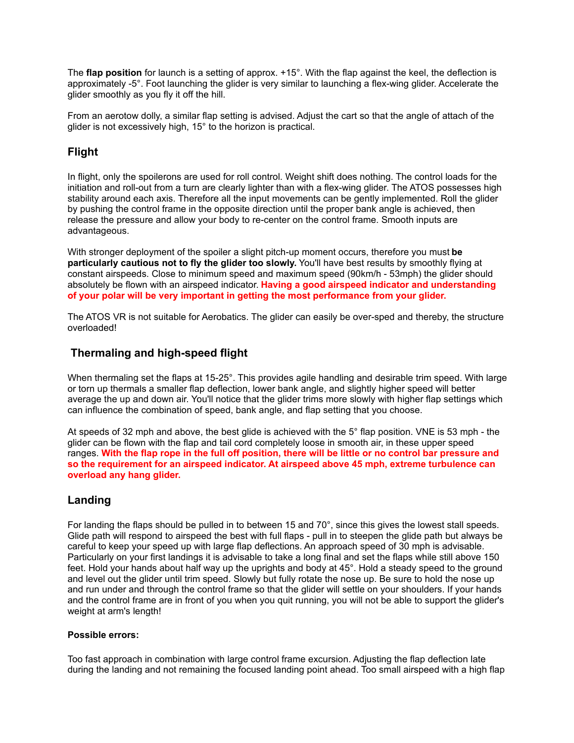The **flap position** for launch is a setting of approx. +15°. With the flap against the keel, the deflection is approximately -5°. Foot launching the glider is very similar to launching a flex-wing glider. Accelerate the glider smoothly as you fly it off the hill.

From an aerotow dolly, a similar flap setting is advised. Adjust the cart so that the angle of attach of the glider is not excessively high, 15° to the horizon is practical.

## Flight

In flight, only the spoilerons are used for roll control. Weight shift does nothing. The control loads for the initiation and roll-out from a turn are clearly lighter than with a flex-wing glider. The ATOS possesses high stability around each axis. Therefore all the input movements can be gently implemented. Roll the glider by pushing the control frame in the opposite direction until the proper bank angle is achieved, then release the pressure and allow your body to re-center on the control frame. Smooth inputs are advantageous.

With stronger deployment of the spoiler a slight pitch-up moment occurs, therefore you must **be particularly cautious not to fly the glider too slowly.** You'll have best results by smoothly flying at constant airspeeds. Close to minimum speed and maximum speed (90km/h - 53mph) the glider should absolutely be flown with an airspeed indicator. **Having a good airspeed indicator and understanding of your polar will be very important in getting the most performance from your glider.**

The ATOS VR is not suitable for Aerobatics. The glider can easily be over-sped and thereby, the structure overloaded!

## Thermaling and high-speed flight

When thermaling set the flaps at 15-25°. This provides agile handling and desirable trim speed. With large or torn up thermals a smaller flap deflection, lower bank angle, and slightly higher speed will better average the up and down air. You'll notice that the glider trims more slowly with higher flap settings which can influence the combination of speed, bank angle, and flap setting that you choose.

At speeds of 32 mph and above, the best glide is achieved with the 5° flap position. VNE is 53 mph - the glider can be flown with the flap and tail cord completely loose in smooth air, in these upper speed ranges. **With the flap rope in the full off position, there will be little or no control bar pressure and so the requirement for an airspeed indicator. At airspeed above 45 mph, extreme turbulence can overload any hang glider.**

## Landing

For landing the flaps should be pulled in to between 15 and 70°, since this gives the lowest stall speeds. Glide path will respond to airspeed the best with full flaps - pull in to steepen the glide path but always be careful to keep your speed up with large flap deflections. An approach speed of 30 mph is advisable. Particularly on your first landings it is advisable to take a long final and set the flaps while still above 150 feet. Hold your hands about half way up the uprights and body at 45°. Hold a steady speed to the ground and level out the glider until trim speed. Slowly but fully rotate the nose up. Be sure to hold the nose up and run under and through the control frame so that the glider will settle on your shoulders. If your hands and the control frame are in front of you when you quit running, you will not be able to support the glider's weight at arm's length!

#### Possible errors:

Too fast approach in combination with large control frame excursion. Adjusting the flap deflection late during the landing and not remaining the focused landing point ahead. Too small airspeed with a high flap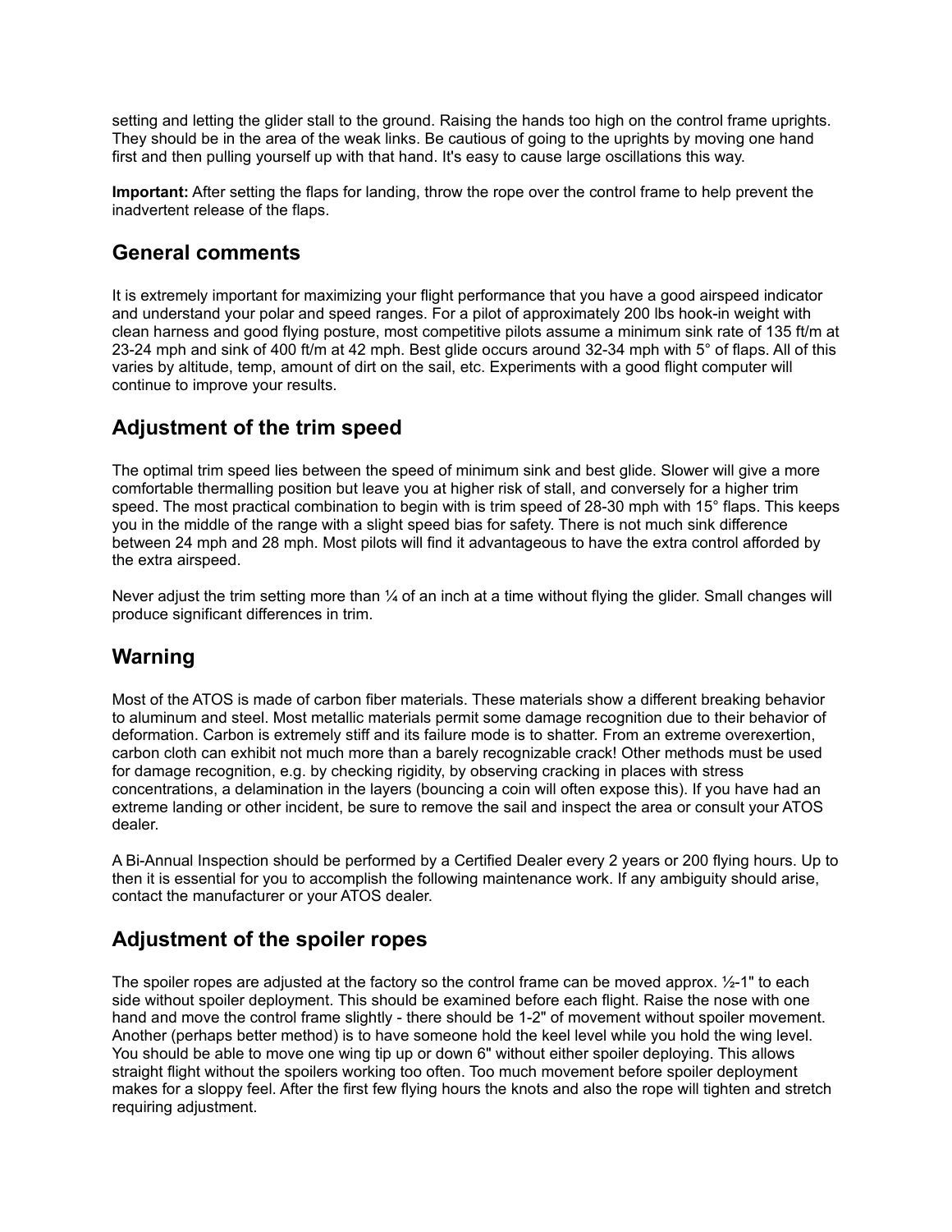setting and letting the glider stall to the ground. Raising the hands too high on the control frame uprights. They should be in the area of the weak links. Be cautious of going to the uprights by moving one hand first and then pulling yourself up with that hand. It's easy to cause large oscillations this way.

**Important:** After setting the flaps for landing, throw the rope over the control frame to help prevent the inadvertent release of the flaps.

## General comments

It is extremely important for maximizing your flight performance that you have a good airspeed indicator and understand your polar and speed ranges. For a pilot of approximately 200 lbs hook-in weight with clean harness and good flying posture, most competitive pilots assume a minimum sink rate of 135 ft/m at 23-24 mph and sink of 400 ft/m at 42 mph. Best glide occurs around 32-34 mph with 5° of flaps. All of this varies by altitude, temp, amount of dirt on the sail, etc. Experiments with a good flight computer will continue to improve your results.

## Adjustment of the trim speed

The optimal trim speed lies between the speed of minimum sink and best glide. Slower will give a more comfortable thermalling position but leave you at higher risk of stall, and conversely for a higher trim speed. The most practical combination to begin with is trim speed of 28-30 mph with 15° flaps. This keeps you in the middle of the range with a slight speed bias for safety. There is not much sink difference between 24 mph and 28 mph. Most pilots will find it advantageous to have the extra control afforded by the extra airspeed.

Never adjust the trim setting more than ¼ of an inch at a time without flying the glider. Small changes will produce significant differences in trim.

## Warning

Most of the ATOS is made of carbon fiber materials. These materials show a different breaking behavior to aluminum and steel. Most metallic materials permit some damage recognition due to their behavior of deformation. Carbon is extremely stiff and its failure mode is to shatter. From an extreme overexertion, carbon cloth can exhibit not much more than a barely recognizable crack! Other methods must be used for damage recognition, e.g. by checking rigidity, by observing cracking in places with stress concentrations, a delamination in the layers (bouncing a coin will often expose this). If you have had an extreme landing or other incident, be sure to remove the sail and inspect the area or consult your ATOS dealer.

A Bi-Annual Inspection should be performed by a Certified Dealer every 2 years or 200 flying hours. Up to then it is essential for you to accomplish the following maintenance work. If any ambiguity should arise, contact the manufacturer or your ATOS dealer.

## Adjustment of the spoiler ropes

The spoiler ropes are adjusted at the factory so the control frame can be moved approx. ½-1" to each side without spoiler deployment. This should be examined before each flight. Raise the nose with one hand and move the control frame slightly - there should be 1-2" of movement without spoiler movement. Another (perhaps better method) is to have someone hold the keel level while you hold the wing level. You should be able to move one wing tip up or down 6" without either spoiler deploying. This allows straight flight without the spoilers working too often. Too much movement before spoiler deployment makes for a sloppy feel. After the first few flying hours the knots and also the rope will tighten and stretch requiring adjustment.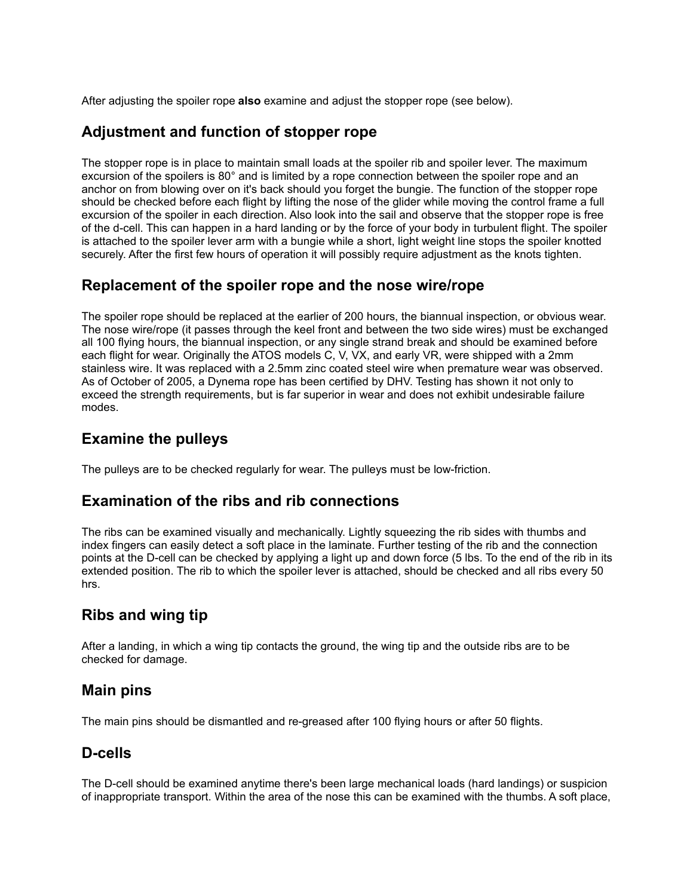After adjusting the spoiler rope **also** examine and adjust the stopper rope (see below).

## Adjustment and function of stopper rope

The stopper rope is in place to maintain small loads at the spoiler rib and spoiler lever. The maximum excursion of the spoilers is 80° and is limited by a rope connection between the spoiler rope and an anchor on from blowing over on it's back should you forget the bungie. The function of the stopper rope should be checked before each flight by lifting the nose of the glider while moving the control frame a full excursion of the spoiler in each direction. Also look into the sail and observe that the stopper rope is free of the d-cell. This can happen in a hard landing or by the force of your body in turbulent flight. The spoiler is attached to the spoiler lever arm with a bungie while a short, light weight line stops the spoiler knotted securely. After the first few hours of operation it will possibly require adjustment as the knots tighten.

## Replacement of the spoiler rope and the nose wire/rope

The spoiler rope should be replaced at the earlier of 200 hours, the biannual inspection, or obvious wear. The nose wire/rope (it passes through the keel front and between the two side wires) must be exchanged all 100 flying hours, the biannual inspection, or any single strand break and should be examined before each flight for wear. Originally the ATOS models C, V, VX, and early VR, were shipped with a 2mm stainless wire. It was replaced with a 2.5mm zinc coated steel wire when premature wear was observed. As of October of 2005, a Dynema rope has been certified by DHV. Testing has shown it not only to exceed the strength requirements, but is far superior in wear and does not exhibit undesirable failure modes.

## Examine the pulleys

The pulleys are to be checked regularly for wear. The pulleys must be low-friction.

## Examination of the ribs and rib connections

The ribs can be examined visually and mechanically. Lightly squeezing the rib sides with thumbs and index fingers can easily detect a soft place in the laminate. Further testing of the rib and the connection points at the D-cell can be checked by applying a light up and down force (5 lbs. To the end of the rib in its extended position. The rib to which the spoiler lever is attached, should be checked and all ribs every 50 hrs.

## Ribs and wing tip

After a landing, in which a wing tip contacts the ground, the wing tip and the outside ribs are to be checked for damage.

## Main pins

The main pins should be dismantled and re-greased after 100 flying hours or after 50 flights.

## D-cells

The D-cell should be examined anytime there's been large mechanical loads (hard landings) or suspicion of inappropriate transport. Within the area of the nose this can be examined with the thumbs. A soft place,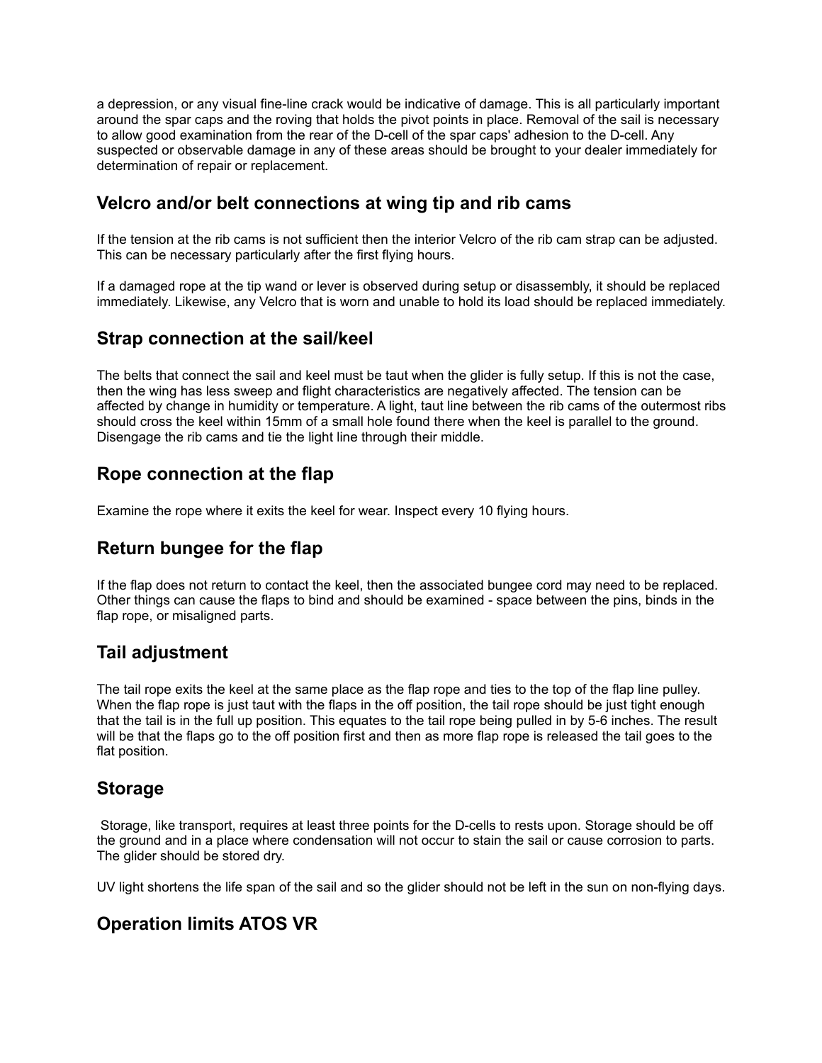a depression, or any visual fine-line crack would be indicative of damage. This is all particularly important around the spar caps and the roving that holds the pivot points in place. Removal of the sail is necessary to allow good examination from the rear of the D-cell of the spar caps' adhesion to the D-cell. Any suspected or observable damage in any of these areas should be brought to your dealer immediately for determination of repair or replacement.

## Velcro and/or belt connections at wing tip and rib cams

If the tension at the rib cams is not sufficient then the interior Velcro of the rib cam strap can be adjusted. This can be necessary particularly after the first flying hours.

If a damaged rope at the tip wand or lever is observed during setup or disassembly, it should be replaced immediately. Likewise, any Velcro that is worn and unable to hold its load should be replaced immediately.

## Strap connection at the sail/keel

The belts that connect the sail and keel must be taut when the glider is fully setup. If this is not the case, then the wing has less sweep and flight characteristics are negatively affected. The tension can be affected by change in humidity or temperature. A light, taut line between the rib cams of the outermost ribs should cross the keel within 15mm of a small hole found there when the keel is parallel to the ground. Disengage the rib cams and tie the light line through their middle.

## Rope connection at the flap

Examine the rope where it exits the keel for wear. Inspect every 10 flying hours.

## Return bungee for the flap

If the flap does not return to contact the keel, then the associated bungee cord may need to be replaced. Other things can cause the flaps to bind and should be examined - space between the pins, binds in the flap rope, or misaligned parts.

## Tail adjustment

The tail rope exits the keel at the same place as the flap rope and ties to the top of the flap line pulley. When the flap rope is just taut with the flaps in the off position, the tail rope should be just tight enough that the tail is in the full up position. This equates to the tail rope being pulled in by 5-6 inches. The result will be that the flaps go to the off position first and then as more flap rope is released the tail goes to the flat position.

## Storage

Storage, like transport, requires at least three points for the D-cells to rests upon. Storage should be off the ground and in a place where condensation will not occur to stain the sail or cause corrosion to parts. The glider should be stored dry.

UV light shortens the life span of the sail and so the glider should not be left in the sun on non-flying days.

## Operation limits ATOS VR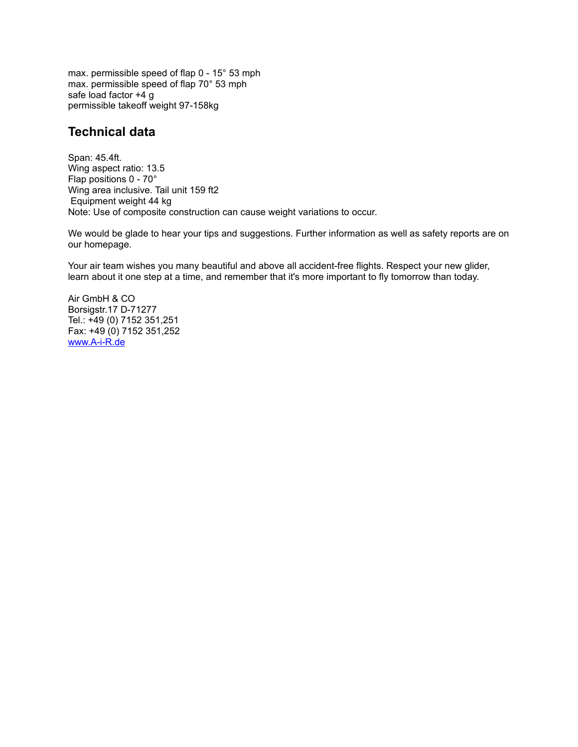max. permissible speed of flap 0 - 15° 53 mph
max. permissible speed of flap 70° 53 mph
safe load factor +4 g
permissible takeoff weight 97-158kg

## Technical data

Span: 45.4ft.
Wing aspect ratio: 13.5
Flap positions 0 - 70°
Wing area inclusive. Tail unit 159 ft2
Equipment weight 44 kg
Note: Use of composite construction can cause weight variations to occur.

We would be glade to hear your tips and suggestions. Further information as well as safety reports are on our homepage.

Your air team wishes you many beautiful and above all accident-free flights. Respect your new glider, learn about it one step at a time, and remember that it's more important to fly tomorrow than today.

Air GmbH & CO
Borsigstr.17 D-71277
Tel.: +49 (0) 7152 351,251
Fax: +49 (0) 7152 351,252
[www.A-i-R.de](http://www.A-i-R.de)